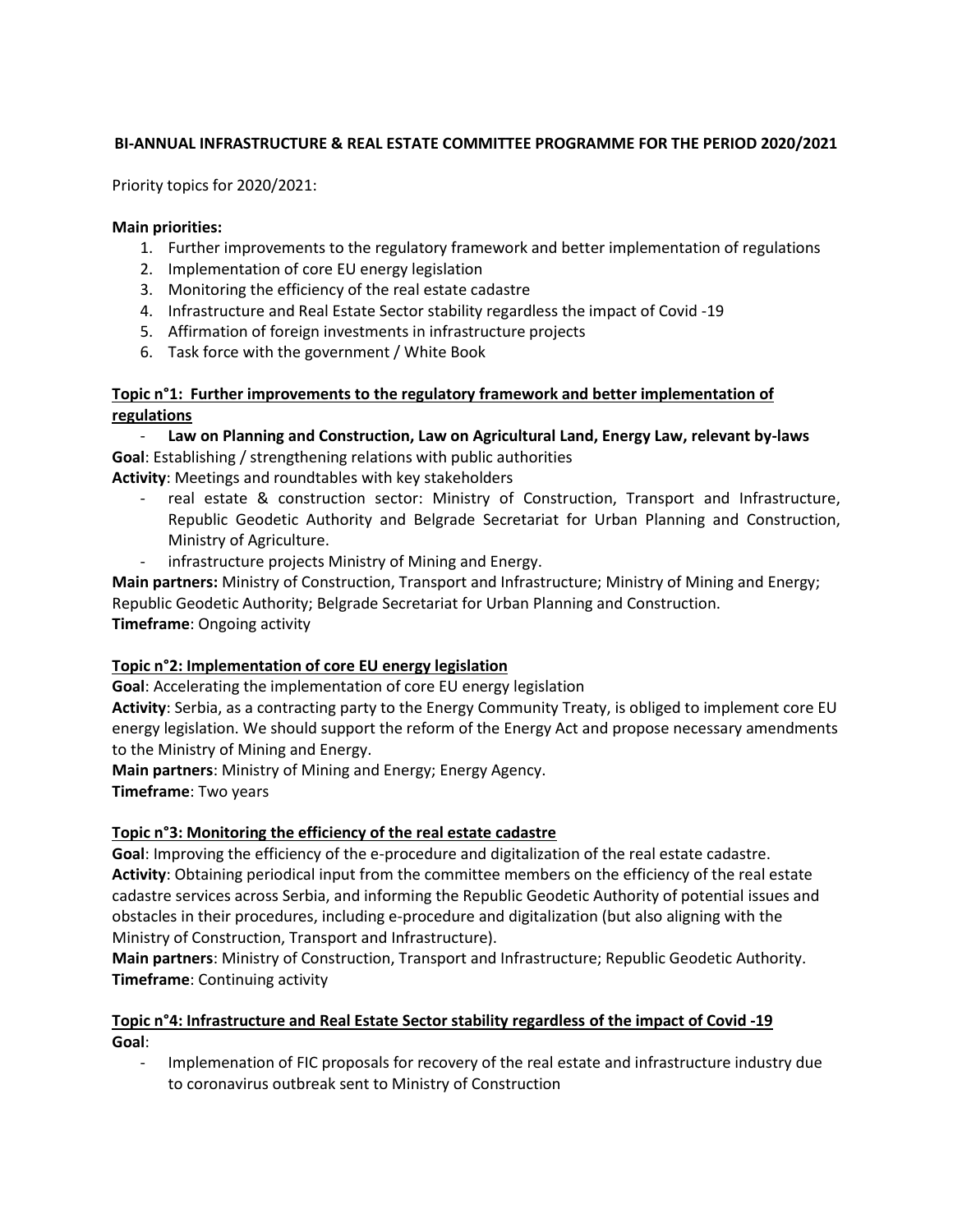**BI-ANNUAL INFRASTRUCTURE & REAL ESTATE COMMITTEE PROGRAMME FOR THE PERIOD 2020/2021**

Priority topics for 2020/2021:

**Main priorities:**

1. Further improvements to the regulatory framework and better implementation of regulations
2. Implementation of core EU energy legislation
3. Monitoring the efficiency of the real estate cadastre
4. Infrastructure and Real Estate Sector stability regardless the impact of Covid -19
5. Affirmation of foreign investments in infrastructure projects
6. Task force with the government / White Book

**Topic n°1: Further improvements to the regulatory framework and better implementation of regulations**

- **Law on Planning and Construction, Law on Agricultural Land, Energy Law, relevant by-laws**

**Goal**: Establishing / strengthening relations with public authorities

**Activity**: Meetings and roundtables with key stakeholders

- real estate & construction sector: Ministry of Construction, Transport and Infrastructure, Republic Geodetic Authority and Belgrade Secretariat for Urban Planning and Construction, Ministry of Agriculture.
- infrastructure projects Ministry of Mining and Energy.

**Main partners:** Ministry of Construction, Transport and Infrastructure; Ministry of Mining and Energy; Republic Geodetic Authority; Belgrade Secretariat for Urban Planning and Construction.

**Timeframe**: Ongoing activity

**Topic n°2: Implementation of core EU energy legislation**

**Goal**: Accelerating the implementation of core EU energy legislation

**Activity**: Serbia, as a contracting party to the Energy Community Treaty, is obliged to implement core EU energy legislation. We should support the reform of the Energy Act and propose necessary amendments to the Ministry of Mining and Energy.

**Main partners**: Ministry of Mining and Energy; Energy Agency.

**Timeframe**: Two years

**Topic n°3: Monitoring the efficiency of the real estate cadastre**

**Goal**: Improving the efficiency of the e-procedure and digitalization of the real estate cadastre.

**Activity**: Obtaining periodical input from the committee members on the efficiency of the real estate cadastre services across Serbia, and informing the Republic Geodetic Authority of potential issues and obstacles in their procedures, including e-procedure and digitalization (but also aligning with the Ministry of Construction, Transport and Infrastructure).

**Main partners**: Ministry of Construction, Transport and Infrastructure; Republic Geodetic Authority.

**Timeframe**: Continuing activity

**Topic n°4: Infrastructure and Real Estate Sector stability regardless of the impact of Covid -19**

**Goal**:

- Implemenation of FIC proposals for recovery of the real estate and infrastructure industry due to coronavirus outbreak sent to Ministry of Construction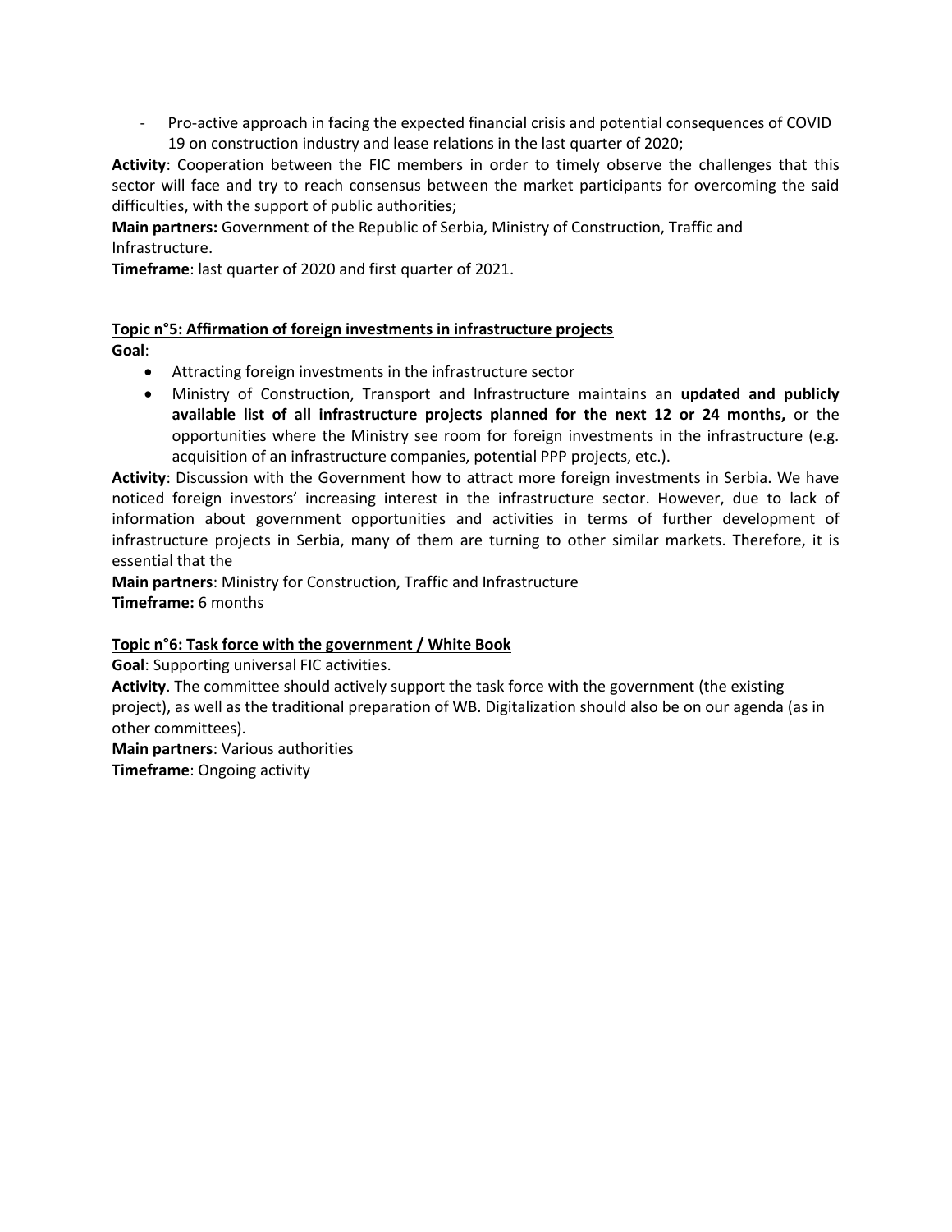- Pro-active approach in facing the expected financial crisis and potential consequences of COVID 19 on construction industry and lease relations in the last quarter of 2020;

**Activity**: Cooperation between the FIC members in order to timely observe the challenges that this sector will face and try to reach consensus between the market participants for overcoming the said difficulties, with the support of public authorities;

**Main partners:** Government of the Republic of Serbia, Ministry of Construction, Traffic and Infrastructure.

**Timeframe**: last quarter of 2020 and first quarter of 2021.

**Topic n°5: Affirmation of foreign investments in infrastructure projects**

**Goal**:

- Attracting foreign investments in the infrastructure sector
- Ministry of Construction, Transport and Infrastructure maintains an **updated and publicly available list of all infrastructure projects planned for the next 12 or 24 months,** or the opportunities where the Ministry see room for foreign investments in the infrastructure (e.g. acquisition of an infrastructure companies, potential PPP projects, etc.).

**Activity**: Discussion with the Government how to attract more foreign investments in Serbia. We have noticed foreign investors' increasing interest in the infrastructure sector. However, due to lack of information about government opportunities and activities in terms of further development of infrastructure projects in Serbia, many of them are turning to other similar markets. Therefore, it is essential that the

**Main partners**: Ministry for Construction, Traffic and Infrastructure

**Timeframe:** 6 months

**Topic n°6: Task force with the government / White Book**

**Goal**: Supporting universal FIC activities.

**Activity**. The committee should actively support the task force with the government (the existing project), as well as the traditional preparation of WB. Digitalization should also be on our agenda (as in other committees).

**Main partners**: Various authorities

**Timeframe**: Ongoing activity